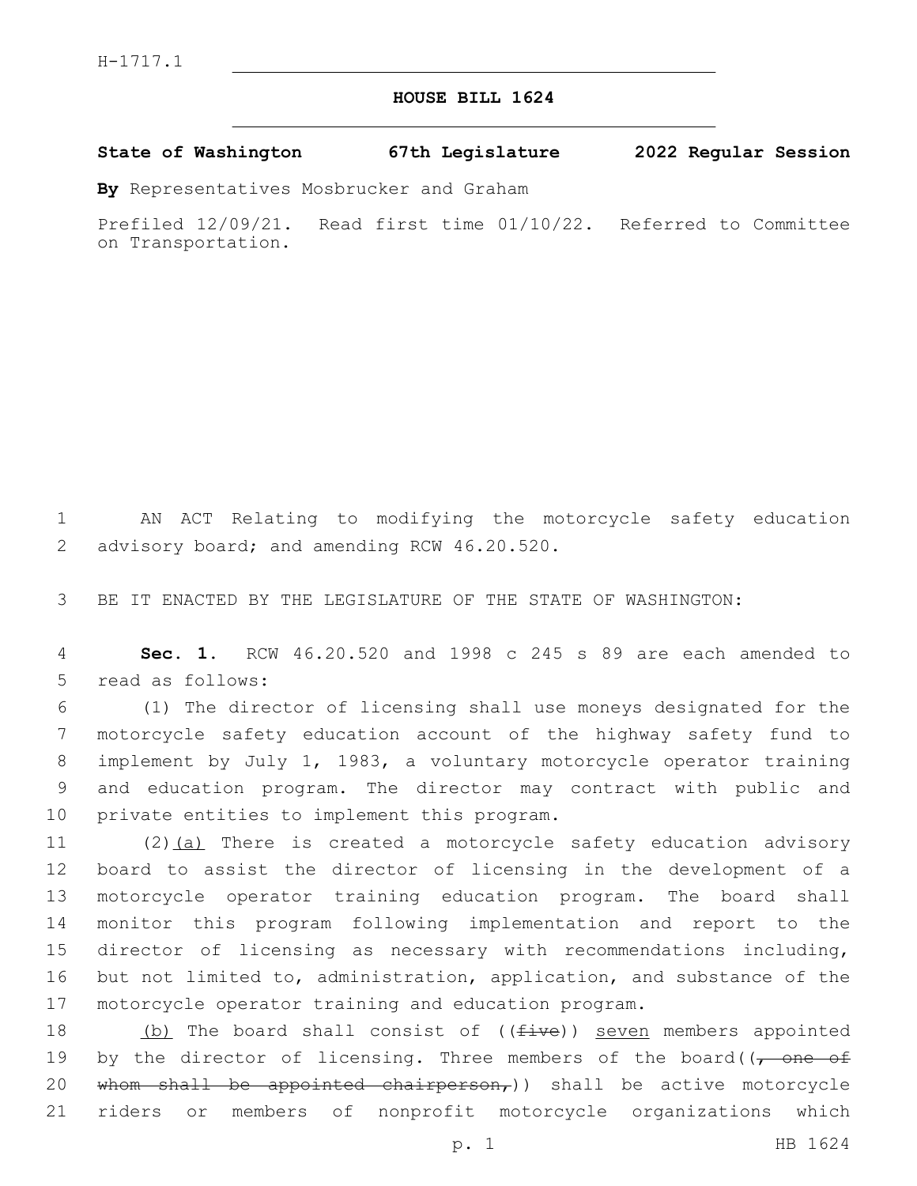H-1717.1

# HOUSE BILL 1624

**State of Washington 67th Legislature 2022 Regular Session**

**By** Representatives Mosbrucker and Graham

Prefiled 12/09/21. Read first time 01/10/22. Referred to Committee on Transportation.

AN ACT Relating to modifying the motorcycle safety education advisory board; and amending RCW 46.20.520.

BE IT ENACTED BY THE LEGISLATURE OF THE STATE OF WASHINGTON:

**Sec. 1.** RCW 46.20.520 and 1998 c 245 s 89 are each amended to read as follows:

(1) The director of licensing shall use moneys designated for the motorcycle safety education account of the highway safety fund to implement by July 1, 1983, a voluntary motorcycle operator training and education program. The director may contract with public and private entities to implement this program.

(2)(a) There is created a motorcycle safety education advisory board to assist the director of licensing in the development of a motorcycle operator training education program. The board shall monitor this program following implementation and report to the director of licensing as necessary with recommendations including, but not limited to, administration, application, and substance of the motorcycle operator training and education program.

(b) The board shall consist of ((~~five~~)) seven members appointed by the director of licensing. Three members of the board((~~, one of whom shall be appointed chairperson,~~)) shall be active motorcycle riders or members of nonprofit motorcycle organizations which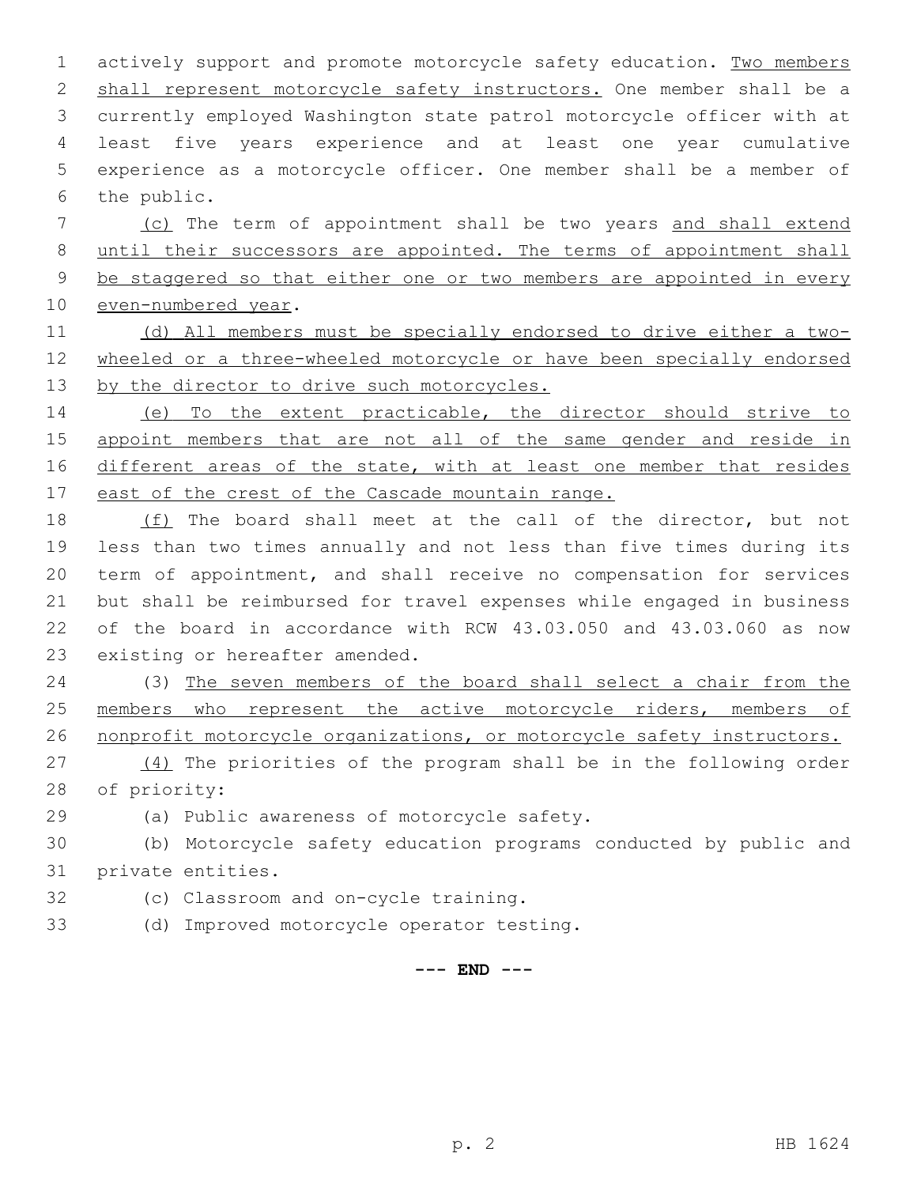actively support and promote motorcycle safety education. Two members shall represent motorcycle safety instructors. One member shall be a currently employed Washington state patrol motorcycle officer with at least five years experience and at least one year cumulative experience as a motorcycle officer. One member shall be a member of the public.

(c) The term of appointment shall be two years and shall extend until their successors are appointed. The terms of appointment shall be staggered so that either one or two members are appointed in every even-numbered year.

(d) All members must be specially endorsed to drive either a two-wheeled or a three-wheeled motorcycle or have been specially endorsed by the director to drive such motorcycles.

(e) To the extent practicable, the director should strive to appoint members that are not all of the same gender and reside in different areas of the state, with at least one member that resides east of the crest of the Cascade mountain range.

(f) The board shall meet at the call of the director, but not less than two times annually and not less than five times during its term of appointment, and shall receive no compensation for services but shall be reimbursed for travel expenses while engaged in business of the board in accordance with RCW 43.03.050 and 43.03.060 as now existing or hereafter amended.

(3) The seven members of the board shall select a chair from the members who represent the active motorcycle riders, members of nonprofit motorcycle organizations, or motorcycle safety instructors.

(4) The priorities of the program shall be in the following order of priority:

(a) Public awareness of motorcycle safety.

(b) Motorcycle safety education programs conducted by public and private entities.

(c) Classroom and on-cycle training.

(d) Improved motorcycle operator testing.

**--- END ---**